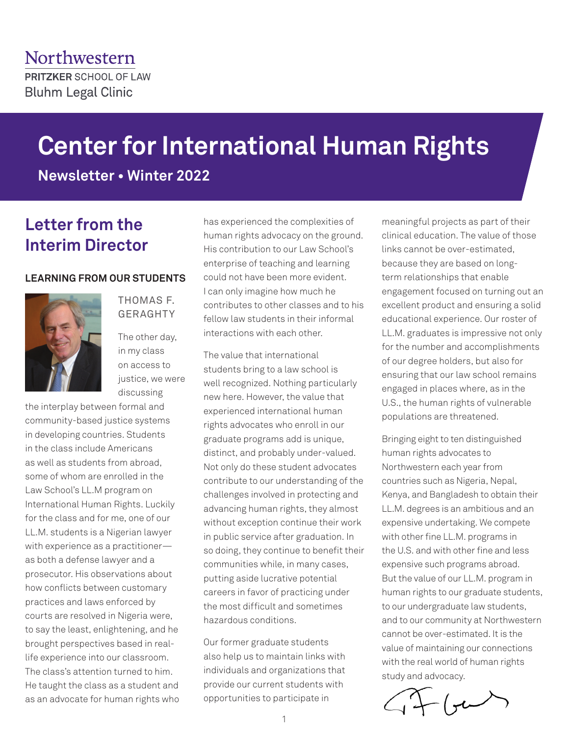Northwestern
PRITZKER SCHOOL OF LAW
Bluhm Legal Clinic

# Center for International Human Rights

**Newsletter • Winter 2022**

## Letter from the Interim Director

### LEARNING FROM OUR STUDENTS

THOMAS F. GERAGHTY

The other day, in my class on access to justice, we were discussing the interplay between formal and community-based justice systems in developing countries. Students in the class include Americans as well as students from abroad, some of whom are enrolled in the Law School's LL.M program on International Human Rights. Luckily for the class and for me, one of our LL.M. students is a Nigerian lawyer with experience as a practitioner—as both a defense lawyer and a prosecutor. His observations about how conflicts between customary practices and laws enforced by courts are resolved in Nigeria were, to say the least, enlightening, and he brought perspectives based in real-life experience into our classroom. The class's attention turned to him. He taught the class as a student and as an advocate for human rights who has experienced the complexities of human rights advocacy on the ground. His contribution to our Law School's enterprise of teaching and learning could not have been more evident. I can only imagine how much he contributes to other classes and to his fellow law students in their informal interactions with each other.

The value that international students bring to a law school is well recognized. Nothing particularly new here. However, the value that experienced international human rights advocates who enroll in our graduate programs add is unique, distinct, and probably under-valued. Not only do these student advocates contribute to our understanding of the challenges involved in protecting and advancing human rights, they almost without exception continue their work in public service after graduation. In so doing, they continue to benefit their communities while, in many cases, putting aside lucrative potential careers in favor of practicing under the most difficult and sometimes hazardous conditions.

Our former graduate students also help us to maintain links with individuals and organizations that provide our current students with opportunities to participate in meaningful projects as part of their clinical education. The value of those links cannot be over-estimated, because they are based on long-term relationships that enable engagement focused on turning out an excellent product and ensuring a solid educational experience. Our roster of LL.M. graduates is impressive not only for the number and accomplishments of our degree holders, but also for ensuring that our law school remains engaged in places where, as in the U.S., the human rights of vulnerable populations are threatened.

Bringing eight to ten distinguished human rights advocates to Northwestern each year from countries such as Nigeria, Nepal, Kenya, and Bangladesh to obtain their LL.M. degrees is an ambitious and an expensive undertaking. We compete with other fine LL.M. programs in the U.S. and with other fine and less expensive such programs abroad. But the value of our LL.M. program in human rights to our graduate students, to our undergraduate law students, and to our community at Northwestern cannot be over-estimated. It is the value of maintaining our connections with the real world of human rights study and advocacy.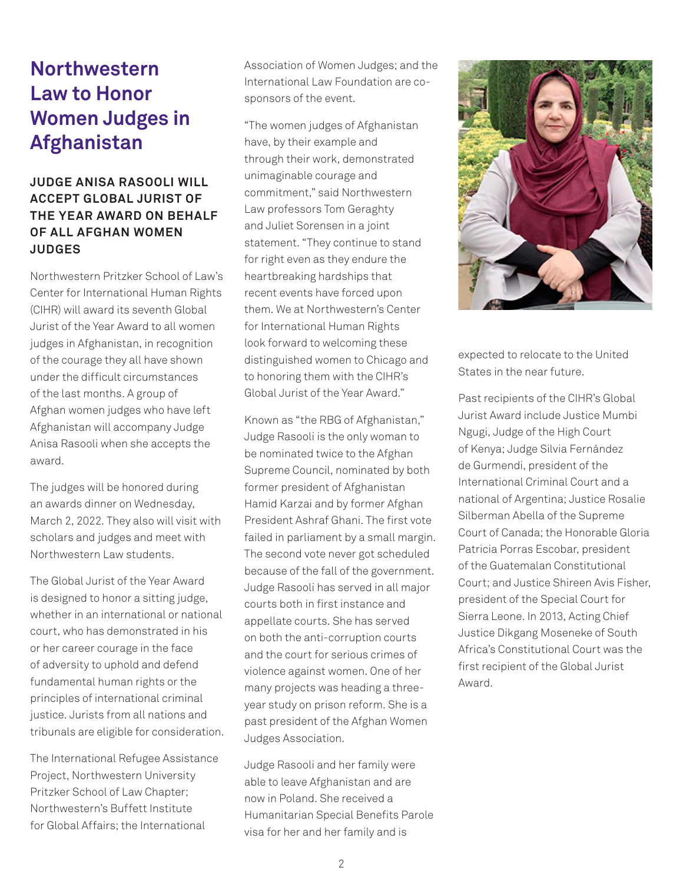# Northwestern Law to Honor Women Judges in Afghanistan

### JUDGE ANISA RASOOLI WILL ACCEPT GLOBAL JURIST OF THE YEAR AWARD ON BEHALF OF ALL AFGHAN WOMEN JUDGES

Northwestern Pritzker School of Law's Center for International Human Rights (CIHR) will award its seventh Global Jurist of the Year Award to all women judges in Afghanistan, in recognition of the courage they all have shown under the difficult circumstances of the last months. A group of Afghan women judges who have left Afghanistan will accompany Judge Anisa Rasooli when she accepts the award.

The judges will be honored during an awards dinner on Wednesday, March 2, 2022. They also will visit with scholars and judges and meet with Northwestern Law students.

The Global Jurist of the Year Award is designed to honor a sitting judge, whether in an international or national court, who has demonstrated in his or her career courage in the face of adversity to uphold and defend fundamental human rights or the principles of international criminal justice. Jurists from all nations and tribunals are eligible for consideration.

The International Refugee Assistance Project, Northwestern University Pritzker School of Law Chapter; Northwestern's Buffett Institute for Global Affairs; the International Association of Women Judges; and the International Law Foundation are co-sponsors of the event.

"The women judges of Afghanistan have, by their example and through their work, demonstrated unimaginable courage and commitment," said Northwestern Law professors Tom Geraghty and Juliet Sorensen in a joint statement. "They continue to stand for right even as they endure the heartbreaking hardships that recent events have forced upon them. We at Northwestern's Center for International Human Rights look forward to welcoming these distinguished women to Chicago and to honoring them with the CIHR's Global Jurist of the Year Award."

Known as "the RBG of Afghanistan," Judge Rasooli is the only woman to be nominated twice to the Afghan Supreme Council, nominated by both former president of Afghanistan Hamid Karzai and by former Afghan President Ashraf Ghani. The first vote failed in parliament by a small margin. The second vote never got scheduled because of the fall of the government. Judge Rasooli has served in all major courts both in first instance and appellate courts. She has served on both the anti-corruption courts and the court for serious crimes of violence against women. One of her many projects was heading a three-year study on prison reform. She is a past president of the Afghan Women Judges Association.

Judge Rasooli and her family were able to leave Afghanistan and are now in Poland. She received a Humanitarian Special Benefits Parole visa for her and her family and is expected to relocate to the United States in the near future.

Past recipients of the CIHR's Global Jurist Award include Justice Mumbi Ngugi, Judge of the High Court of Kenya; Judge Silvia Fernández de Gurmendi, president of the International Criminal Court and a national of Argentina; Justice Rosalie Silberman Abella of the Supreme Court of Canada; the Honorable Gloria Patricia Porras Escobar, president of the Guatemalan Constitutional Court; and Justice Shireen Avis Fisher, president of the Special Court for Sierra Leone. In 2013, Acting Chief Justice Dikgang Moseneke of South Africa's Constitutional Court was the first recipient of the Global Jurist Award.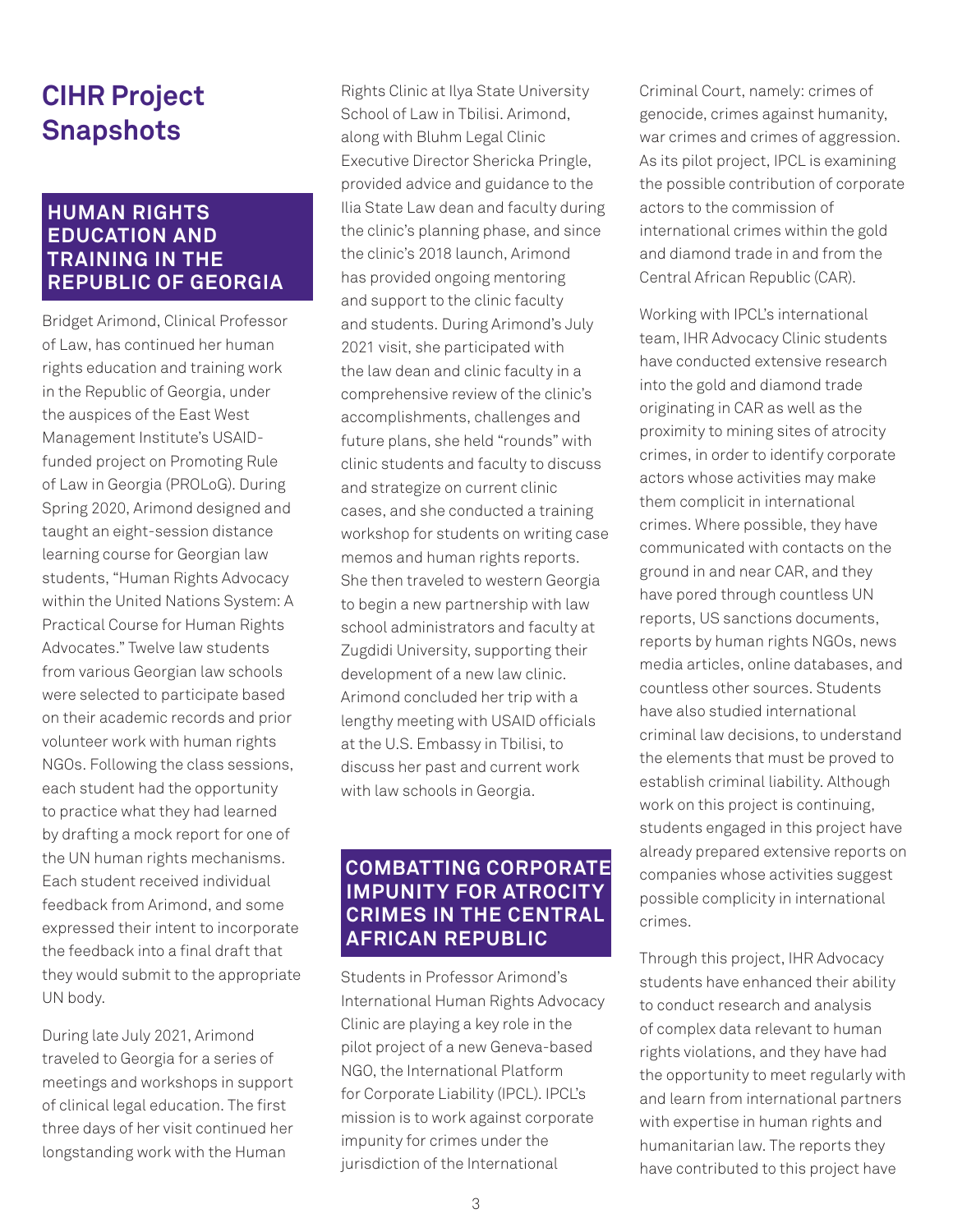# CIHR Project Snapshots

## HUMAN RIGHTS EDUCATION AND TRAINING IN THE REPUBLIC OF GEORGIA

Bridget Arimond, Clinical Professor of Law, has continued her human rights education and training work in the Republic of Georgia, under the auspices of the East West Management Institute's USAID-funded project on Promoting Rule of Law in Georgia (PROLoG). During Spring 2020, Arimond designed and taught an eight-session distance learning course for Georgian law students, "Human Rights Advocacy within the United Nations System: A Practical Course for Human Rights Advocates." Twelve law students from various Georgian law schools were selected to participate based on their academic records and prior volunteer work with human rights NGOs. Following the class sessions, each student had the opportunity to practice what they had learned by drafting a mock report for one of the UN human rights mechanisms. Each student received individual feedback from Arimond, and some expressed their intent to incorporate the feedback into a final draft that they would submit to the appropriate UN body.

During late July 2021, Arimond traveled to Georgia for a series of meetings and workshops in support of clinical legal education. The first three days of her visit continued her longstanding work with the Human Rights Clinic at Ilya State University School of Law in Tbilisi. Arimond, along with Bluhm Legal Clinic Executive Director Shericka Pringle, provided advice and guidance to the Ilia State Law dean and faculty during the clinic's planning phase, and since the clinic's 2018 launch, Arimond has provided ongoing mentoring and support to the clinic faculty and students. During Arimond's July 2021 visit, she participated with the law dean and clinic faculty in a comprehensive review of the clinic's accomplishments, challenges and future plans, she held "rounds" with clinic students and faculty to discuss and strategize on current clinic cases, and she conducted a training workshop for students on writing case memos and human rights reports. She then traveled to western Georgia to begin a new partnership with law school administrators and faculty at Zugdidi University, supporting their development of a new law clinic. Arimond concluded her trip with a lengthy meeting with USAID officials at the U.S. Embassy in Tbilisi, to discuss her past and current work with law schools in Georgia.

## COMBATTING CORPORATE IMPUNITY FOR ATROCITY CRIMES IN THE CENTRAL AFRICAN REPUBLIC

Students in Professor Arimond's International Human Rights Advocacy Clinic are playing a key role in the pilot project of a new Geneva-based NGO, the International Platform for Corporate Liability (IPCL). IPCL's mission is to work against corporate impunity for crimes under the jurisdiction of the International Criminal Court, namely: crimes of genocide, crimes against humanity, war crimes and crimes of aggression. As its pilot project, IPCL is examining the possible contribution of corporate actors to the commission of international crimes within the gold and diamond trade in and from the Central African Republic (CAR).

Working with IPCL's international team, IHR Advocacy Clinic students have conducted extensive research into the gold and diamond trade originating in CAR as well as the proximity to mining sites of atrocity crimes, in order to identify corporate actors whose activities may make them complicit in international crimes. Where possible, they have communicated with contacts on the ground in and near CAR, and they have pored through countless UN reports, US sanctions documents, reports by human rights NGOs, news media articles, online databases, and countless other sources. Students have also studied international criminal law decisions, to understand the elements that must be proved to establish criminal liability. Although work on this project is continuing, students engaged in this project have already prepared extensive reports on companies whose activities suggest possible complicity in international crimes.

Through this project, IHR Advocacy students have enhanced their ability to conduct research and analysis of complex data relevant to human rights violations, and they have had the opportunity to meet regularly with and learn from international partners with expertise in human rights and humanitarian law. The reports they have contributed to this project have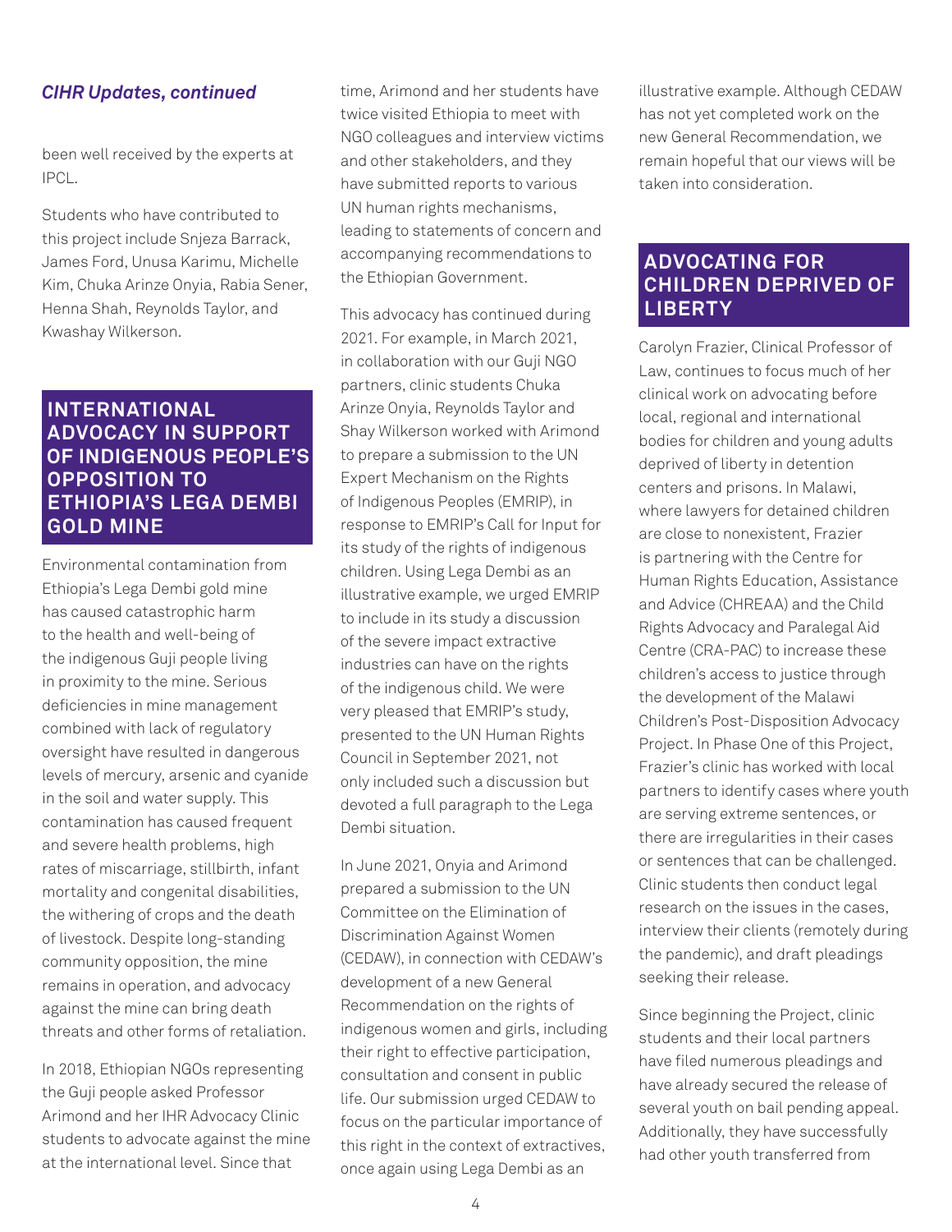*CIHR Updates, continued*

been well received by the experts at IPCL.

Students who have contributed to this project include Snjeza Barrack, James Ford, Unusa Karimu, Michelle Kim, Chuka Arinze Onyia, Rabia Sener, Henna Shah, Reynolds Taylor, and Kwashay Wilkerson.

## INTERNATIONAL ADVOCACY IN SUPPORT OF INDIGENOUS PEOPLE'S OPPOSITION TO ETHIOPIA'S LEGA DEMBI GOLD MINE

Environmental contamination from Ethiopia's Lega Dembi gold mine has caused catastrophic harm to the health and well-being of the indigenous Guji people living in proximity to the mine. Serious deficiencies in mine management combined with lack of regulatory oversight have resulted in dangerous levels of mercury, arsenic and cyanide in the soil and water supply. This contamination has caused frequent and severe health problems, high rates of miscarriage, stillbirth, infant mortality and congenital disabilities, the withering of crops and the death of livestock. Despite long-standing community opposition, the mine remains in operation, and advocacy against the mine can bring death threats and other forms of retaliation.

In 2018, Ethiopian NGOs representing the Guji people asked Professor Arimond and her IHR Advocacy Clinic students to advocate against the mine at the international level. Since that time, Arimond and her students have twice visited Ethiopia to meet with NGO colleagues and interview victims and other stakeholders, and they have submitted reports to various UN human rights mechanisms, leading to statements of concern and accompanying recommendations to the Ethiopian Government.

This advocacy has continued during 2021. For example, in March 2021, in collaboration with our Guji NGO partners, clinic students Chuka Arinze Onyia, Reynolds Taylor and Shay Wilkerson worked with Arimond to prepare a submission to the UN Expert Mechanism on the Rights of Indigenous Peoples (EMRIP), in response to EMRIP's Call for Input for its study of the rights of indigenous children. Using Lega Dembi as an illustrative example, we urged EMRIP to include in its study a discussion of the severe impact extractive industries can have on the rights of the indigenous child. We were very pleased that EMRIP's study, presented to the UN Human Rights Council in September 2021, not only included such a discussion but devoted a full paragraph to the Lega Dembi situation.

In June 2021, Onyia and Arimond prepared a submission to the UN Committee on the Elimination of Discrimination Against Women (CEDAW), in connection with CEDAW's development of a new General Recommendation on the rights of indigenous women and girls, including their right to effective participation, consultation and consent in public life. Our submission urged CEDAW to focus on the particular importance of this right in the context of extractives, once again using Lega Dembi as an illustrative example. Although CEDAW has not yet completed work on the new General Recommendation, we remain hopeful that our views will be taken into consideration.

## ADVOCATING FOR CHILDREN DEPRIVED OF LIBERTY

Carolyn Frazier, Clinical Professor of Law, continues to focus much of her clinical work on advocating before local, regional and international bodies for children and young adults deprived of liberty in detention centers and prisons. In Malawi, where lawyers for detained children are close to nonexistent, Frazier is partnering with the Centre for Human Rights Education, Assistance and Advice (CHREAA) and the Child Rights Advocacy and Paralegal Aid Centre (CRA-PAC) to increase these children's access to justice through the development of the Malawi Children's Post-Disposition Advocacy Project. In Phase One of this Project, Frazier's clinic has worked with local partners to identify cases where youth are serving extreme sentences, or there are irregularities in their cases or sentences that can be challenged. Clinic students then conduct legal research on the issues in the cases, interview their clients (remotely during the pandemic), and draft pleadings seeking their release.

Since beginning the Project, clinic students and their local partners have filed numerous pleadings and have already secured the release of several youth on bail pending appeal. Additionally, they have successfully had other youth transferred from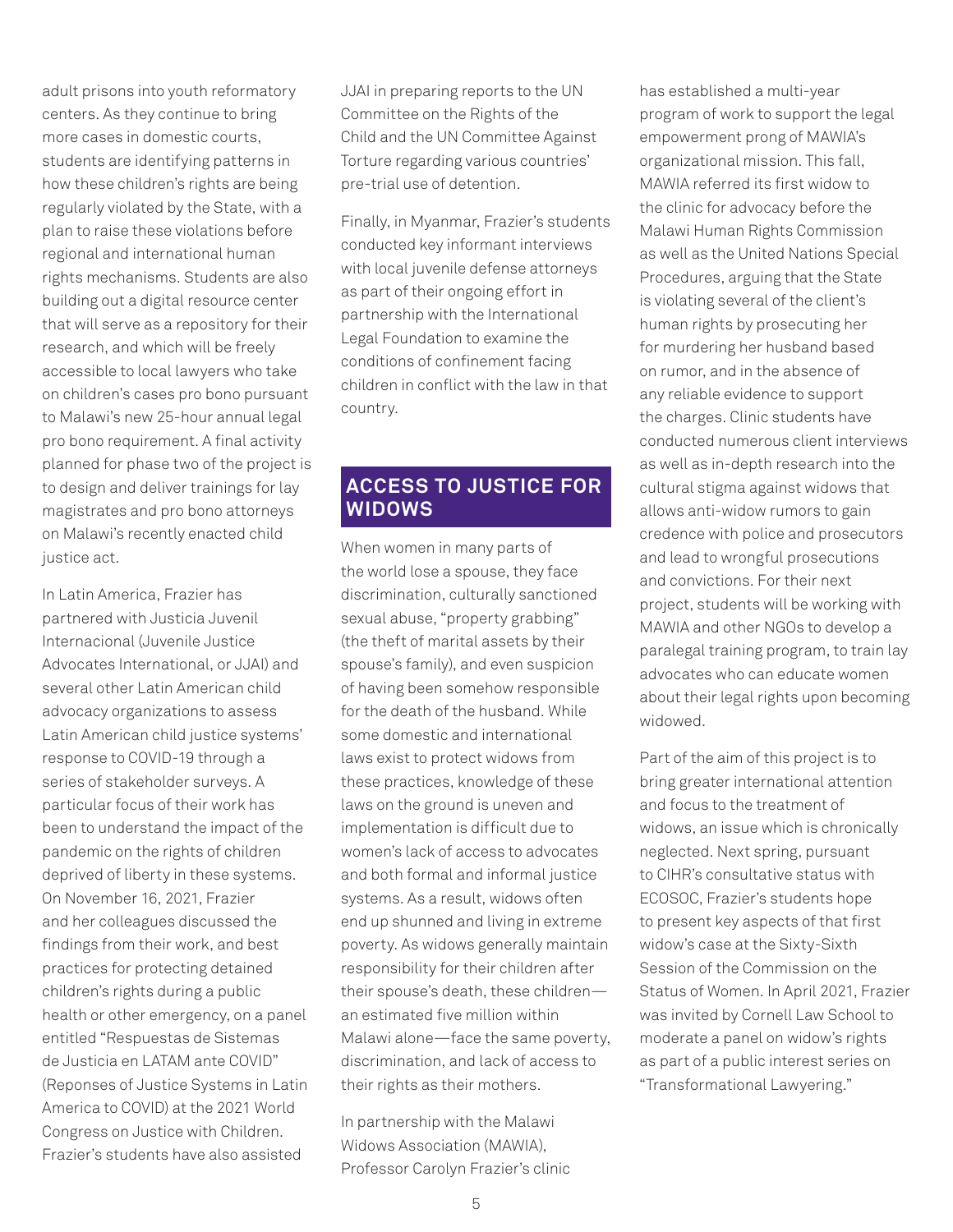adult prisons into youth reformatory centers. As they continue to bring more cases in domestic courts, students are identifying patterns in how these children's rights are being regularly violated by the State, with a plan to raise these violations before regional and international human rights mechanisms. Students are also building out a digital resource center that will serve as a repository for their research, and which will be freely accessible to local lawyers who take on children's cases pro bono pursuant to Malawi's new 25-hour annual legal pro bono requirement. A final activity planned for phase two of the project is to design and deliver trainings for lay magistrates and pro bono attorneys on Malawi's recently enacted child justice act.

In Latin America, Frazier has partnered with Justicia Juvenil Internacional (Juvenile Justice Advocates International, or JJAI) and several other Latin American child advocacy organizations to assess Latin American child justice systems' response to COVID-19 through a series of stakeholder surveys. A particular focus of their work has been to understand the impact of the pandemic on the rights of children deprived of liberty in these systems. On November 16, 2021, Frazier and her colleagues discussed the findings from their work, and best practices for protecting detained children's rights during a public health or other emergency, on a panel entitled "Respuestas de Sistemas de Justicia en LATAM ante COVID" (Reponses of Justice Systems in Latin America to COVID) at the 2021 World Congress on Justice with Children. Frazier's students have also assisted JJAI in preparing reports to the UN Committee on the Rights of the Child and the UN Committee Against Torture regarding various countries' pre-trial use of detention.

Finally, in Myanmar, Frazier's students conducted key informant interviews with local juvenile defense attorneys as part of their ongoing effort in partnership with the International Legal Foundation to examine the conditions of confinement facing children in conflict with the law in that country.

## ACCESS TO JUSTICE FOR WIDOWS

When women in many parts of the world lose a spouse, they face discrimination, culturally sanctioned sexual abuse, "property grabbing" (the theft of marital assets by their spouse's family), and even suspicion of having been somehow responsible for the death of the husband. While some domestic and international laws exist to protect widows from these practices, knowledge of these laws on the ground is uneven and implementation is difficult due to women's lack of access to advocates and both formal and informal justice systems. As a result, widows often end up shunned and living in extreme poverty. As widows generally maintain responsibility for their children after their spouse's death, these children—an estimated five million within Malawi alone—face the same poverty, discrimination, and lack of access to their rights as their mothers.

In partnership with the Malawi Widows Association (MAWIA), Professor Carolyn Frazier's clinic has established a multi-year program of work to support the legal empowerment prong of MAWIA's organizational mission. This fall, MAWIA referred its first widow to the clinic for advocacy before the Malawi Human Rights Commission as well as the United Nations Special Procedures, arguing that the State is violating several of the client's human rights by prosecuting her for murdering her husband based on rumor, and in the absence of any reliable evidence to support the charges. Clinic students have conducted numerous client interviews as well as in-depth research into the cultural stigma against widows that allows anti-widow rumors to gain credence with police and prosecutors and lead to wrongful prosecutions and convictions. For their next project, students will be working with MAWIA and other NGOs to develop a paralegal training program, to train lay advocates who can educate women about their legal rights upon becoming widowed.

Part of the aim of this project is to bring greater international attention and focus to the treatment of widows, an issue which is chronically neglected. Next spring, pursuant to CIHR's consultative status with ECOSOC, Frazier's students hope to present key aspects of that first widow's case at the Sixty-Sixth Session of the Commission on the Status of Women. In April 2021, Frazier was invited by Cornell Law School to moderate a panel on widow's rights as part of a public interest series on "Transformational Lawyering."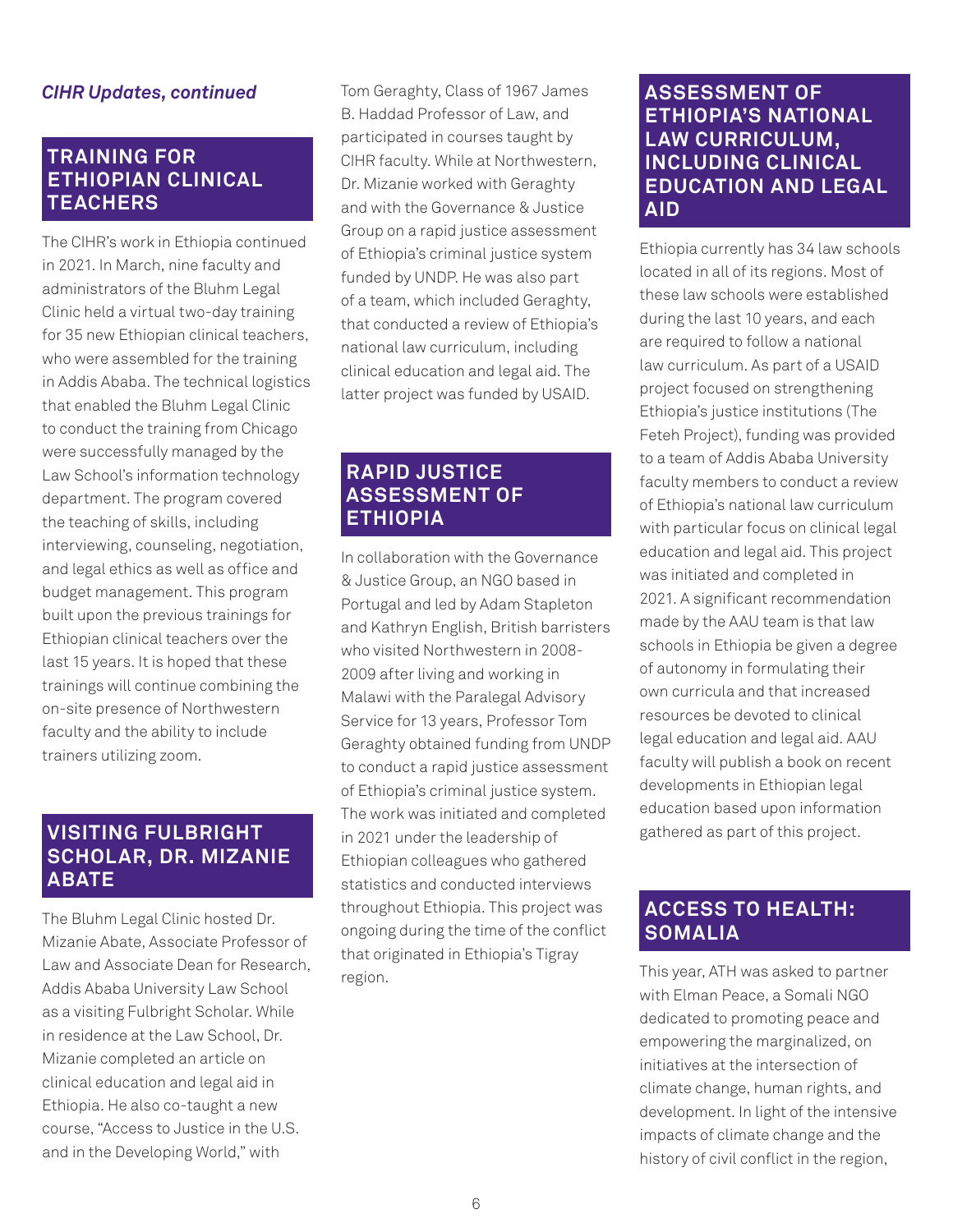*CIHR Updates, continued*

## TRAINING FOR ETHIOPIAN CLINICAL TEACHERS

The CIHR's work in Ethiopia continued in 2021. In March, nine faculty and administrators of the Bluhm Legal Clinic held a virtual two-day training for 35 new Ethiopian clinical teachers, who were assembled for the training in Addis Ababa. The technical logistics that enabled the Bluhm Legal Clinic to conduct the training from Chicago were successfully managed by the Law School's information technology department. The program covered the teaching of skills, including interviewing, counseling, negotiation, and legal ethics as well as office and budget management. This program built upon the previous trainings for Ethiopian clinical teachers over the last 15 years. It is hoped that these trainings will continue combining the on-site presence of Northwestern faculty and the ability to include trainers utilizing zoom.

## VISITING FULBRIGHT SCHOLAR, DR. MIZANIE ABATE

The Bluhm Legal Clinic hosted Dr. Mizanie Abate, Associate Professor of Law and Associate Dean for Research, Addis Ababa University Law School as a visiting Fulbright Scholar. While in residence at the Law School, Dr. Mizanie completed an article on clinical education and legal aid in Ethiopia. He also co-taught a new course, "Access to Justice in the U.S. and in the Developing World," with Tom Geraghty, Class of 1967 James B. Haddad Professor of Law, and participated in courses taught by CIHR faculty. While at Northwestern, Dr. Mizanie worked with Geraghty and with the Governance & Justice Group on a rapid justice assessment of Ethiopia's criminal justice system funded by UNDP. He was also part of a team, which included Geraghty, that conducted a review of Ethiopia's national law curriculum, including clinical education and legal aid. The latter project was funded by USAID.

## RAPID JUSTICE ASSESSMENT OF ETHIOPIA

In collaboration with the Governance & Justice Group, an NGO based in Portugal and led by Adam Stapleton and Kathryn English, British barristers who visited Northwestern in 2008-2009 after living and working in Malawi with the Paralegal Advisory Service for 13 years, Professor Tom Geraghty obtained funding from UNDP to conduct a rapid justice assessment of Ethiopia's criminal justice system. The work was initiated and completed in 2021 under the leadership of Ethiopian colleagues who gathered statistics and conducted interviews throughout Ethiopia. This project was ongoing during the time of the conflict that originated in Ethiopia's Tigray region.

## ASSESSMENT OF ETHIOPIA'S NATIONAL LAW CURRICULUM, INCLUDING CLINICAL EDUCATION AND LEGAL AID

Ethiopia currently has 34 law schools located in all of its regions. Most of these law schools were established during the last 10 years, and each are required to follow a national law curriculum. As part of a USAID project focused on strengthening Ethiopia's justice institutions (The Feteh Project), funding was provided to a team of Addis Ababa University faculty members to conduct a review of Ethiopia's national law curriculum with particular focus on clinical legal education and legal aid. This project was initiated and completed in 2021. A significant recommendation made by the AAU team is that law schools in Ethiopia be given a degree of autonomy in formulating their own curricula and that increased resources be devoted to clinical legal education and legal aid. AAU faculty will publish a book on recent developments in Ethiopian legal education based upon information gathered as part of this project.

## ACCESS TO HEALTH: SOMALIA

This year, ATH was asked to partner with Elman Peace, a Somali NGO dedicated to promoting peace and empowering the marginalized, on initiatives at the intersection of climate change, human rights, and development. In light of the intensive impacts of climate change and the history of civil conflict in the region,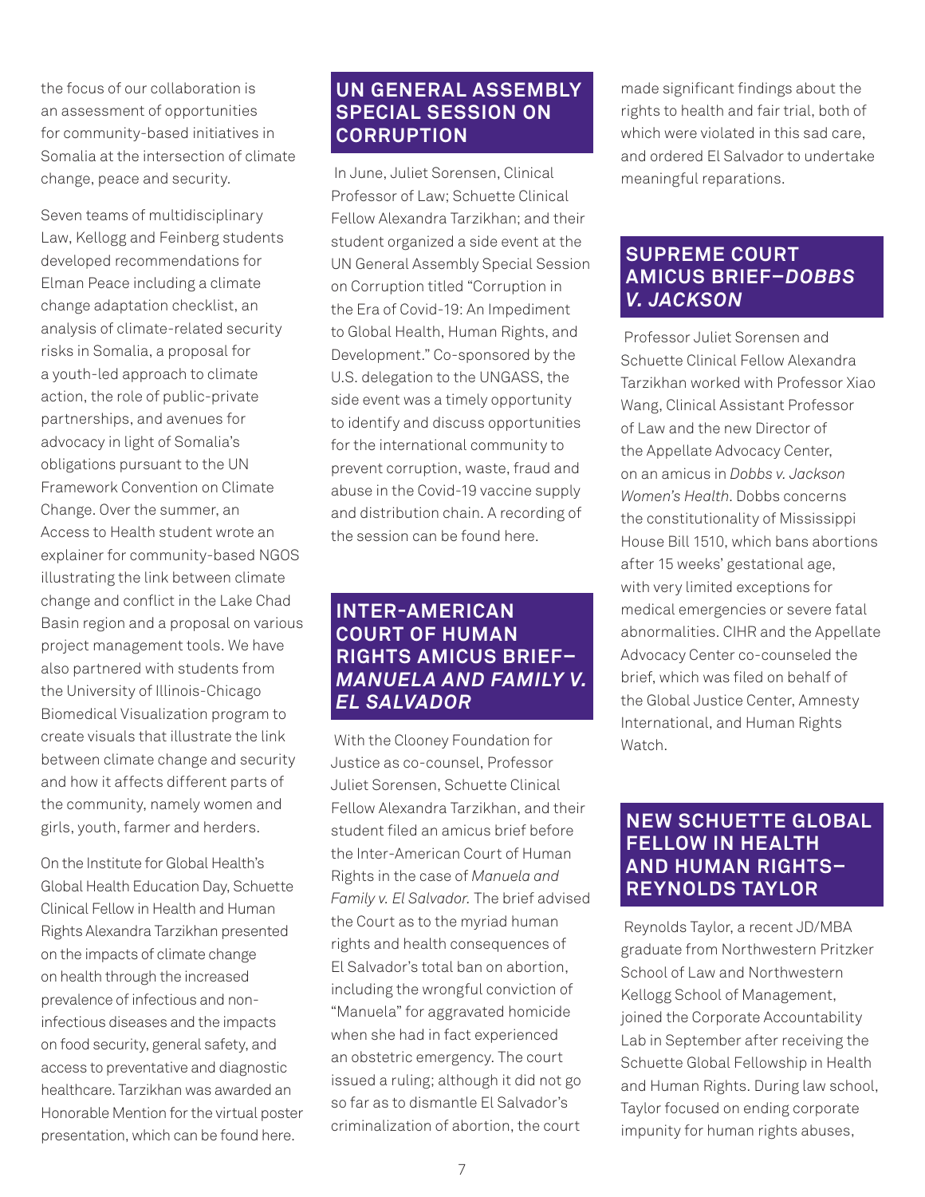the focus of our collaboration is an assessment of opportunities for community-based initiatives in Somalia at the intersection of climate change, peace and security.

Seven teams of multidisciplinary Law, Kellogg and Feinberg students developed recommendations for Elman Peace including a climate change adaptation checklist, an analysis of climate-related security risks in Somalia, a proposal for a youth-led approach to climate action, the role of public-private partnerships, and avenues for advocacy in light of Somalia's obligations pursuant to the UN Framework Convention on Climate Change. Over the summer, an Access to Health student wrote an explainer for community-based NGOS illustrating the link between climate change and conflict in the Lake Chad Basin region and a proposal on various project management tools. We have also partnered with students from the University of Illinois-Chicago Biomedical Visualization program to create visuals that illustrate the link between climate change and security and how it affects different parts of the community, namely women and girls, youth, farmer and herders.

On the Institute for Global Health's Global Health Education Day, Schuette Clinical Fellow in Health and Human Rights Alexandra Tarzikhan presented on the impacts of climate change on health through the increased prevalence of infectious and non-infectious diseases and the impacts on food security, general safety, and access to preventative and diagnostic healthcare. Tarzikhan was awarded an Honorable Mention for the virtual poster presentation, which can be found here.

## UN GENERAL ASSEMBLY SPECIAL SESSION ON CORRUPTION

In June, Juliet Sorensen, Clinical Professor of Law; Schuette Clinical Fellow Alexandra Tarzikhan; and their student organized a side event at the UN General Assembly Special Session on Corruption titled "Corruption in the Era of Covid-19: An Impediment to Global Health, Human Rights, and Development." Co-sponsored by the U.S. delegation to the UNGASS, the side event was a timely opportunity to identify and discuss opportunities for the international community to prevent corruption, waste, fraud and abuse in the Covid-19 vaccine supply and distribution chain. A recording of the session can be found here.

## INTER-AMERICAN COURT OF HUMAN RIGHTS AMICUS BRIEF—*MANUELA AND FAMILY V. EL SALVADOR*

With the Clooney Foundation for Justice as co-counsel, Professor Juliet Sorensen, Schuette Clinical Fellow Alexandra Tarzikhan, and their student filed an amicus brief before the Inter-American Court of Human Rights in the case of *Manuela and Family v. El Salvador.* The brief advised the Court as to the myriad human rights and health consequences of El Salvador's total ban on abortion, including the wrongful conviction of "Manuela" for aggravated homicide when she had in fact experienced an obstetric emergency. The court issued a ruling; although it did not go so far as to dismantle El Salvador's criminalization of abortion, the court made significant findings about the rights to health and fair trial, both of which were violated in this sad care, and ordered El Salvador to undertake meaningful reparations.

## SUPREME COURT AMICUS BRIEF—*DOBBS V. JACKSON*

Professor Juliet Sorensen and Schuette Clinical Fellow Alexandra Tarzikhan worked with Professor Xiao Wang, Clinical Assistant Professor of Law and the new Director of the Appellate Advocacy Center, on an amicus in *Dobbs v. Jackson Women's Health*. Dobbs concerns the constitutionality of Mississippi House Bill 1510, which bans abortions after 15 weeks' gestational age, with very limited exceptions for medical emergencies or severe fatal abnormalities. CIHR and the Appellate Advocacy Center co-counseled the brief, which was filed on behalf of the Global Justice Center, Amnesty International, and Human Rights Watch.

## NEW SCHUETTE GLOBAL FELLOW IN HEALTH AND HUMAN RIGHTS—REYNOLDS TAYLOR

Reynolds Taylor, a recent JD/MBA graduate from Northwestern Pritzker School of Law and Northwestern Kellogg School of Management, joined the Corporate Accountability Lab in September after receiving the Schuette Global Fellowship in Health and Human Rights. During law school, Taylor focused on ending corporate impunity for human rights abuses,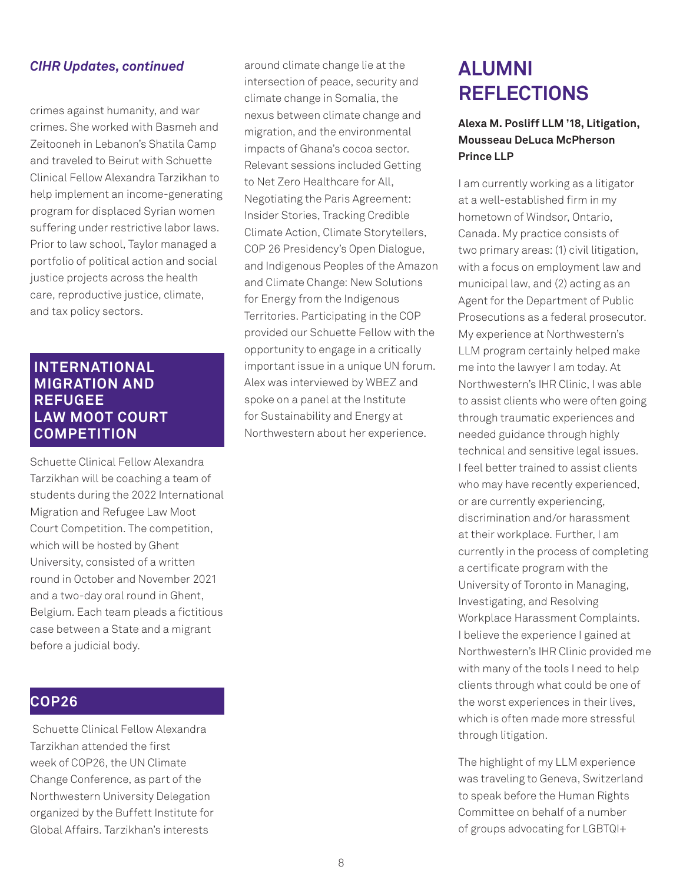*CIHR Updates, continued*

crimes against humanity, and war crimes. She worked with Basmeh and Zeitooneh in Lebanon's Shatila Camp and traveled to Beirut with Schuette Clinical Fellow Alexandra Tarzikhan to help implement an income-generating program for displaced Syrian women suffering under restrictive labor laws. Prior to law school, Taylor managed a portfolio of political action and social justice projects across the health care, reproductive justice, climate, and tax policy sectors.

## INTERNATIONAL MIGRATION AND REFUGEE LAW MOOT COURT COMPETITION

Schuette Clinical Fellow Alexandra Tarzikhan will be coaching a team of students during the 2022 International Migration and Refugee Law Moot Court Competition. The competition, which will be hosted by Ghent University, consisted of a written round in October and November 2021 and a two-day oral round in Ghent, Belgium. Each team pleads a fictitious case between a State and a migrant before a judicial body.

## COP26

Schuette Clinical Fellow Alexandra Tarzikhan attended the first week of COP26, the UN Climate Change Conference, as part of the Northwestern University Delegation organized by the Buffett Institute for Global Affairs. Tarzikhan's interests around climate change lie at the intersection of peace, security and climate change in Somalia, the nexus between climate change and migration, and the environmental impacts of Ghana's cocoa sector. Relevant sessions included Getting to Net Zero Healthcare for All, Negotiating the Paris Agreement: Insider Stories, Tracking Credible Climate Action, Climate Storytellers, COP 26 Presidency's Open Dialogue, and Indigenous Peoples of the Amazon and Climate Change: New Solutions for Energy from the Indigenous Territories. Participating in the COP provided our Schuette Fellow with the opportunity to engage in a critically important issue in a unique UN forum. Alex was interviewed by WBEZ and spoke on a panel at the Institute for Sustainability and Energy at Northwestern about her experience.

# ALUMNI REFLECTIONS

**Alexa M. Posliff LLM '18, Litigation, Mousseau DeLuca McPherson Prince LLP**

I am currently working as a litigator at a well-established firm in my hometown of Windsor, Ontario, Canada. My practice consists of two primary areas: (1) civil litigation, with a focus on employment law and municipal law, and (2) acting as an Agent for the Department of Public Prosecutions as a federal prosecutor. My experience at Northwestern's LLM program certainly helped make me into the lawyer I am today. At Northwestern's IHR Clinic, I was able to assist clients who were often going through traumatic experiences and needed guidance through highly technical and sensitive legal issues. I feel better trained to assist clients who may have recently experienced, or are currently experiencing, discrimination and/or harassment at their workplace. Further, I am currently in the process of completing a certificate program with the University of Toronto in Managing, Investigating, and Resolving Workplace Harassment Complaints. I believe the experience I gained at Northwestern's IHR Clinic provided me with many of the tools I need to help clients through what could be one of the worst experiences in their lives, which is often made more stressful through litigation.

The highlight of my LLM experience was traveling to Geneva, Switzerland to speak before the Human Rights Committee on behalf of a number of groups advocating for LGBTQI+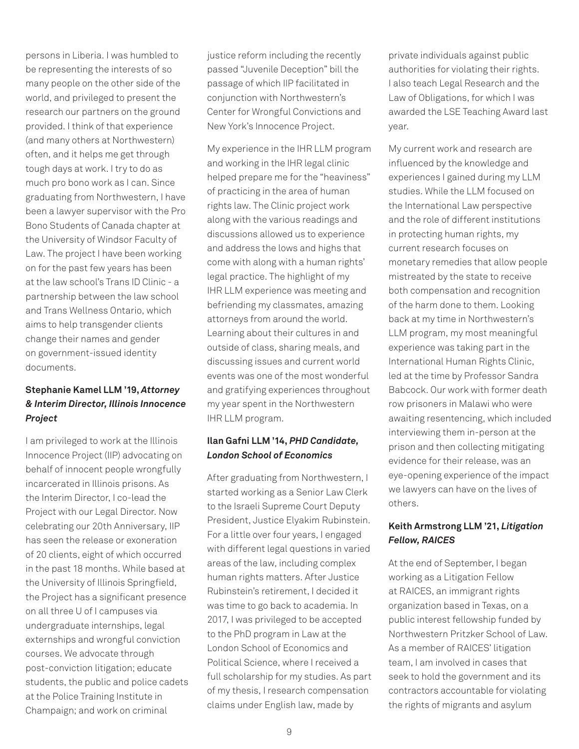persons in Liberia. I was humbled to be representing the interests of so many people on the other side of the world, and privileged to present the research our partners on the ground provided. I think of that experience (and many others at Northwestern) often, and it helps me get through tough days at work. I try to do as much pro bono work as I can. Since graduating from Northwestern, I have been a lawyer supervisor with the Pro Bono Students of Canada chapter at the University of Windsor Faculty of Law. The project I have been working on for the past few years has been at the law school's Trans ID Clinic - a partnership between the law school and Trans Wellness Ontario, which aims to help transgender clients change their names and gender on government-issued identity documents.

### Stephanie Kamel LLM '19, *Attorney & Interim Director, Illinois Innocence Project*

I am privileged to work at the Illinois Innocence Project (IIP) advocating on behalf of innocent people wrongfully incarcerated in Illinois prisons. As the Interim Director, I co-lead the Project with our Legal Director. Now celebrating our 20th Anniversary, IIP has seen the release or exoneration of 20 clients, eight of which occurred in the past 18 months. While based at the University of Illinois Springfield, the Project has a significant presence on all three U of I campuses via undergraduate internships, legal externships and wrongful conviction courses. We advocate through post-conviction litigation; educate students, the public and police cadets at the Police Training Institute in Champaign; and work on criminal justice reform including the recently passed "Juvenile Deception" bill the passage of which IIP facilitated in conjunction with Northwestern's Center for Wrongful Convictions and New York's Innocence Project.

My experience in the IHR LLM program and working in the IHR legal clinic helped prepare me for the "heaviness" of practicing in the area of human rights law. The Clinic project work along with the various readings and discussions allowed us to experience and address the lows and highs that come with along with a human rights' legal practice. The highlight of my IHR LLM experience was meeting and befriending my classmates, amazing attorneys from around the world. Learning about their cultures in and outside of class, sharing meals, and discussing issues and current world events was one of the most wonderful and gratifying experiences throughout my year spent in the Northwestern IHR LLM program.

### Ilan Gafni LLM '14, *PHD Candidate, London School of Economics*

After graduating from Northwestern, I started working as a Senior Law Clerk to the Israeli Supreme Court Deputy President, Justice Elyakim Rubinstein. For a little over four years, I engaged with different legal questions in varied areas of the law, including complex human rights matters. After Justice Rubinstein's retirement, I decided it was time to go back to academia. In 2017, I was privileged to be accepted to the PhD program in Law at the London School of Economics and Political Science, where I received a full scholarship for my studies. As part of my thesis, I research compensation claims under English law, made by private individuals against public authorities for violating their rights. I also teach Legal Research and the Law of Obligations, for which I was awarded the LSE Teaching Award last year.

My current work and research are influenced by the knowledge and experiences I gained during my LLM studies. While the LLM focused on the International Law perspective and the role of different institutions in protecting human rights, my current research focuses on monetary remedies that allow people mistreated by the state to receive both compensation and recognition of the harm done to them. Looking back at my time in Northwestern's LLM program, my most meaningful experience was taking part in the International Human Rights Clinic, led at the time by Professor Sandra Babcock. Our work with former death row prisoners in Malawi who were awaiting resentencing, which included interviewing them in-person at the prison and then collecting mitigating evidence for their release, was an eye-opening experience of the impact we lawyers can have on the lives of others.

### Keith Armstrong LLM '21, *Litigation Fellow, RAICES*

At the end of September, I began working as a Litigation Fellow at RAICES, an immigrant rights organization based in Texas, on a public interest fellowship funded by Northwestern Pritzker School of Law. As a member of RAICES' litigation team, I am involved in cases that seek to hold the government and its contractors accountable for violating the rights of migrants and asylum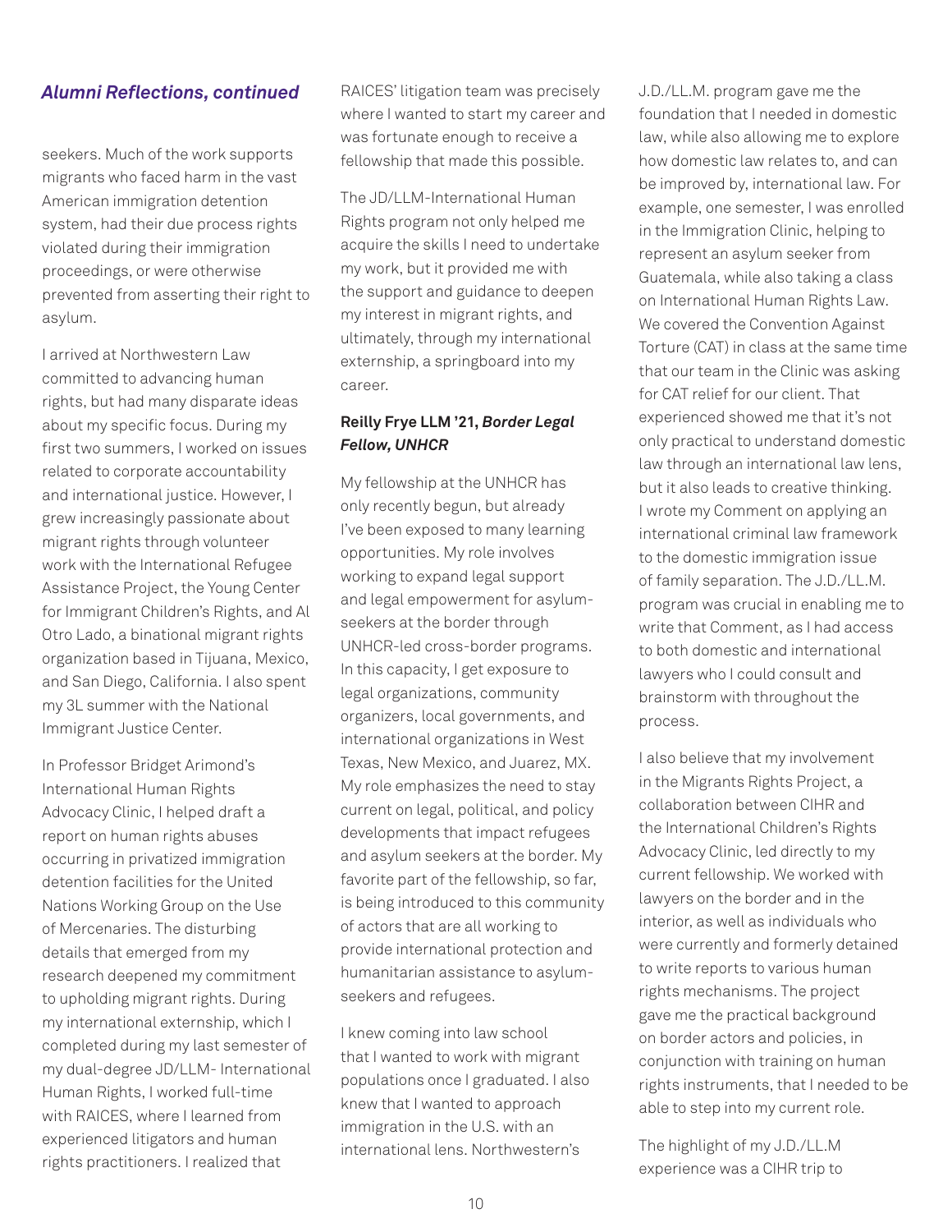## *Alumni Reflections, continued*

seekers. Much of the work supports migrants who faced harm in the vast American immigration detention system, had their due process rights violated during their immigration proceedings, or were otherwise prevented from asserting their right to asylum.

I arrived at Northwestern Law committed to advancing human rights, but had many disparate ideas about my specific focus. During my first two summers, I worked on issues related to corporate accountability and international justice. However, I grew increasingly passionate about migrant rights through volunteer work with the International Refugee Assistance Project, the Young Center for Immigrant Children's Rights, and Al Otro Lado, a binational migrant rights organization based in Tijuana, Mexico, and San Diego, California. I also spent my 3L summer with the National Immigrant Justice Center.

In Professor Bridget Arimond's International Human Rights Advocacy Clinic, I helped draft a report on human rights abuses occurring in privatized immigration detention facilities for the United Nations Working Group on the Use of Mercenaries. The disturbing details that emerged from my research deepened my commitment to upholding migrant rights. During my international externship, which I completed during my last semester of my dual-degree JD/LLM- International Human Rights, I worked full-time with RAICES, where I learned from experienced litigators and human rights practitioners. I realized that RAICES' litigation team was precisely where I wanted to start my career and was fortunate enough to receive a fellowship that made this possible.

The JD/LLM-International Human Rights program not only helped me acquire the skills I need to undertake my work, but it provided me with the support and guidance to deepen my interest in migrant rights, and ultimately, through my international externship, a springboard into my career.

**Reilly Frye LLM '21, *Border Legal Fellow, UNHCR***

My fellowship at the UNHCR has only recently begun, but already I've been exposed to many learning opportunities. My role involves working to expand legal support and legal empowerment for asylum-seekers at the border through UNHCR-led cross-border programs. In this capacity, I get exposure to legal organizations, community organizers, local governments, and international organizations in West Texas, New Mexico, and Juarez, MX. My role emphasizes the need to stay current on legal, political, and policy developments that impact refugees and asylum seekers at the border. My favorite part of the fellowship, so far, is being introduced to this community of actors that are all working to provide international protection and humanitarian assistance to asylum-seekers and refugees.

I knew coming into law school that I wanted to work with migrant populations once I graduated. I also knew that I wanted to approach immigration in the U.S. with an international lens. Northwestern's J.D./LL.M. program gave me the foundation that I needed in domestic law, while also allowing me to explore how domestic law relates to, and can be improved by, international law. For example, one semester, I was enrolled in the Immigration Clinic, helping to represent an asylum seeker from Guatemala, while also taking a class on International Human Rights Law. We covered the Convention Against Torture (CAT) in class at the same time that our team in the Clinic was asking for CAT relief for our client. That experienced showed me that it's not only practical to understand domestic law through an international law lens, but it also leads to creative thinking. I wrote my Comment on applying an international criminal law framework to the domestic immigration issue of family separation. The J.D./LL.M. program was crucial in enabling me to write that Comment, as I had access to both domestic and international lawyers who I could consult and brainstorm with throughout the process.

I also believe that my involvement in the Migrants Rights Project, a collaboration between CIHR and the International Children's Rights Advocacy Clinic, led directly to my current fellowship. We worked with lawyers on the border and in the interior, as well as individuals who were currently and formerly detained to write reports to various human rights mechanisms. The project gave me the practical background on border actors and policies, in conjunction with training on human rights instruments, that I needed to be able to step into my current role.

The highlight of my J.D./LL.M experience was a CIHR trip to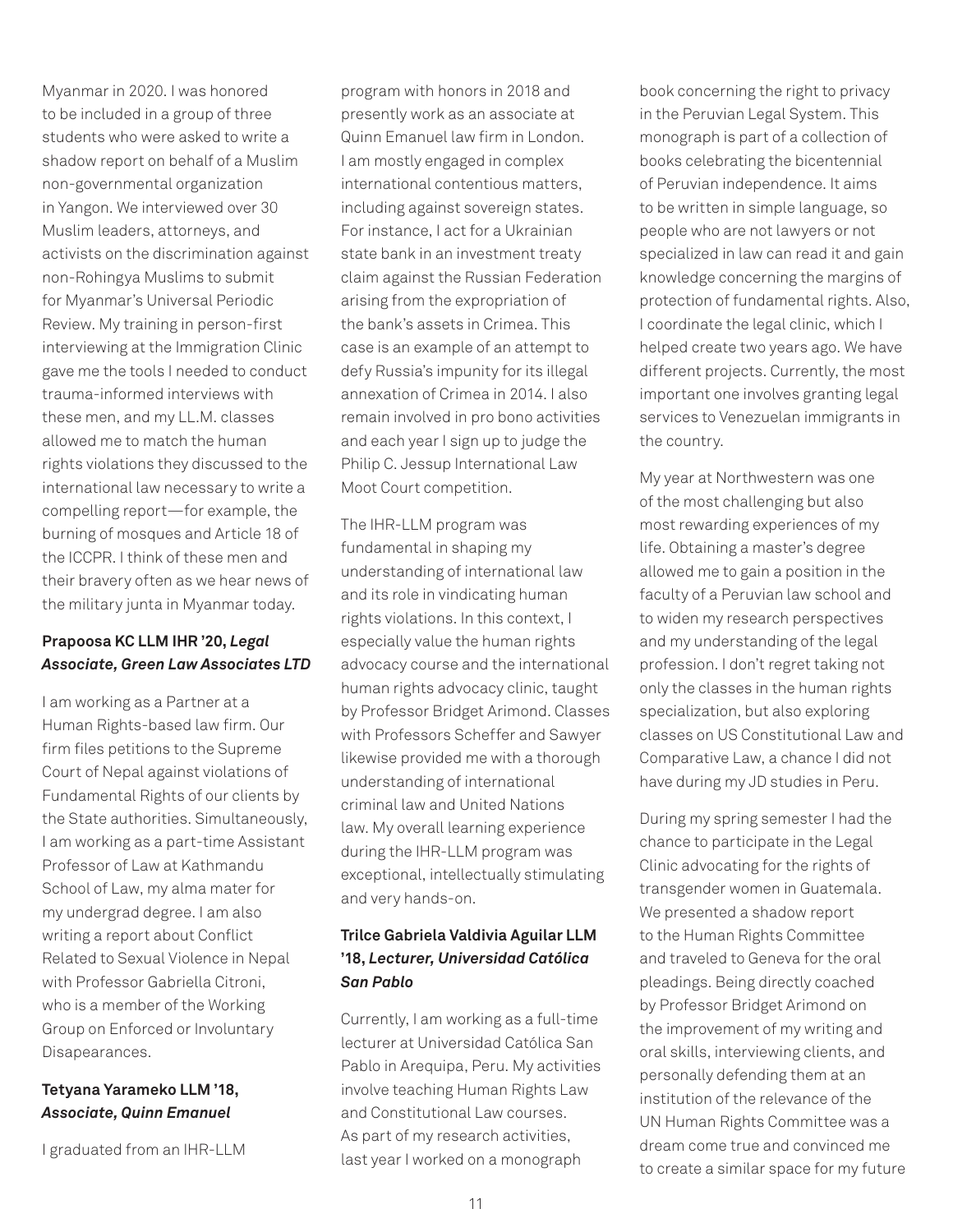Myanmar in 2020. I was honored to be included in a group of three students who were asked to write a shadow report on behalf of a Muslim non-governmental organization in Yangon. We interviewed over 30 Muslim leaders, attorneys, and activists on the discrimination against non-Rohingya Muslims to submit for Myanmar's Universal Periodic Review. My training in person-first interviewing at the Immigration Clinic gave me the tools I needed to conduct trauma-informed interviews with these men, and my LL.M. classes allowed me to match the human rights violations they discussed to the international law necessary to write a compelling report—for example, the burning of mosques and Article 18 of the ICCPR. I think of these men and their bravery often as we hear news of the military junta in Myanmar today.

**Prapoosa KC LLM IHR '20, *Legal Associate, Green Law Associates LTD***

I am working as a Partner at a Human Rights-based law firm. Our firm files petitions to the Supreme Court of Nepal against violations of Fundamental Rights of our clients by the State authorities. Simultaneously, I am working as a part-time Assistant Professor of Law at Kathmandu School of Law, my alma mater for my undergrad degree. I am also writing a report about Conflict Related to Sexual Violence in Nepal with Professor Gabriella Citroni, who is a member of the Working Group on Enforced or Involuntary Disapearances.

**Tetyana Yarameko LLM '18, *Associate, Quinn Emanuel***

I graduated from an IHR-LLM program with honors in 2018 and presently work as an associate at Quinn Emanuel law firm in London. I am mostly engaged in complex international contentious matters, including against sovereign states. For instance, I act for a Ukrainian state bank in an investment treaty claim against the Russian Federation arising from the expropriation of the bank's assets in Crimea. This case is an example of an attempt to defy Russia's impunity for its illegal annexation of Crimea in 2014. I also remain involved in pro bono activities and each year I sign up to judge the Philip C. Jessup International Law Moot Court competition.

The IHR-LLM program was fundamental in shaping my understanding of international law and its role in vindicating human rights violations. In this context, I especially value the human rights advocacy course and the international human rights advocacy clinic, taught by Professor Bridget Arimond. Classes with Professors Scheffer and Sawyer likewise provided me with a thorough understanding of international criminal law and United Nations law. My overall learning experience during the IHR-LLM program was exceptional, intellectually stimulating and very hands-on.

**Trilce Gabriela Valdivia Aguilar LLM '18, *Lecturer, Universidad Católica San Pablo***

Currently, I am working as a full-time lecturer at Universidad Católica San Pablo in Arequipa, Peru. My activities involve teaching Human Rights Law and Constitutional Law courses. As part of my research activities, last year I worked on a monograph book concerning the right to privacy in the Peruvian Legal System. This monograph is part of a collection of books celebrating the bicentennial of Peruvian independence. It aims to be written in simple language, so people who are not lawyers or not specialized in law can read it and gain knowledge concerning the margins of protection of fundamental rights. Also, I coordinate the legal clinic, which I helped create two years ago. We have different projects. Currently, the most important one involves granting legal services to Venezuelan immigrants in the country.

My year at Northwestern was one of the most challenging but also most rewarding experiences of my life. Obtaining a master's degree allowed me to gain a position in the faculty of a Peruvian law school and to widen my research perspectives and my understanding of the legal profession. I don't regret taking not only the classes in the human rights specialization, but also exploring classes on US Constitutional Law and Comparative Law, a chance I did not have during my JD studies in Peru.

During my spring semester I had the chance to participate in the Legal Clinic advocating for the rights of transgender women in Guatemala. We presented a shadow report to the Human Rights Committee and traveled to Geneva for the oral pleadings. Being directly coached by Professor Bridget Arimond on the improvement of my writing and oral skills, interviewing clients, and personally defending them at an institution of the relevance of the UN Human Rights Committee was a dream come true and convinced me to create a similar space for my future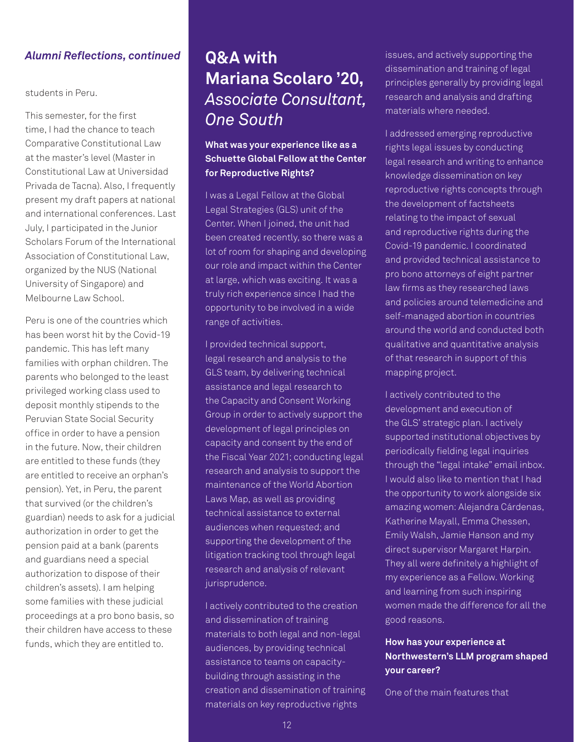*Alumni Reflections, continued*

students in Peru.

This semester, for the first time, I had the chance to teach Comparative Constitutional Law at the master's level (Master in Constitutional Law at Universidad Privada de Tacna). Also, I frequently present my draft papers at national and international conferences. Last July, I participated in the Junior Scholars Forum of the International Association of Constitutional Law, organized by the NUS (National University of Singapore) and Melbourne Law School.

Peru is one of the countries which has been worst hit by the Covid-19 pandemic. This has left many families with orphan children. The parents who belonged to the least privileged working class used to deposit monthly stipends to the Peruvian State Social Security office in order to have a pension in the future. Now, their children are entitled to these funds (they are entitled to receive an orphan's pension). Yet, in Peru, the parent that survived (or the children's guardian) needs to ask for a judicial authorization in order to get the pension paid at a bank (parents and guardians need a special authorization to dispose of their children's assets). I am helping some families with these judicial proceedings at a pro bono basis, so their children have access to these funds, which they are entitled to.

## Q&A with Mariana Scolaro '20, *Associate Consultant, One South*

**What was your experience like as a Schuette Global Fellow at the Center for Reproductive Rights?**

I was a Legal Fellow at the Global Legal Strategies (GLS) unit of the Center. When I joined, the unit had been created recently, so there was a lot of room for shaping and developing our role and impact within the Center at large, which was exciting. It was a truly rich experience since I had the opportunity to be involved in a wide range of activities.

I provided technical support, legal research and analysis to the GLS team, by delivering technical assistance and legal research to the Capacity and Consent Working Group in order to actively support the development of legal principles on capacity and consent by the end of the Fiscal Year 2021; conducting legal research and analysis to support the maintenance of the World Abortion Laws Map, as well as providing technical assistance to external audiences when requested; and supporting the development of the litigation tracking tool through legal research and analysis of relevant jurisprudence.

I actively contributed to the creation and dissemination of training materials to both legal and non-legal audiences, by providing technical assistance to teams on capacity-building through assisting in the creation and dissemination of training materials on key reproductive rights issues, and actively supporting the dissemination and training of legal principles generally by providing legal research and analysis and drafting materials where needed.

I addressed emerging reproductive rights legal issues by conducting legal research and writing to enhance knowledge dissemination on key reproductive rights concepts through the development of factsheets relating to the impact of sexual and reproductive rights during the Covid-19 pandemic. I coordinated and provided technical assistance to pro bono attorneys of eight partner law firms as they researched laws and policies around telemedicine and self-managed abortion in countries around the world and conducted both qualitative and quantitative analysis of that research in support of this mapping project.

I actively contributed to the development and execution of the GLS' strategic plan. I actively supported institutional objectives by periodically fielding legal inquiries through the "legal intake" email inbox. I would also like to mention that I had the opportunity to work alongside six amazing women: Alejandra Cárdenas, Katherine Mayall, Emma Chessen, Emily Walsh, Jamie Hanson and my direct supervisor Margaret Harpin. They all were definitely a highlight of my experience as a Fellow. Working and learning from such inspiring women made the difference for all the good reasons.

**How has your experience at Northwestern's LLM program shaped your career?**

One of the main features that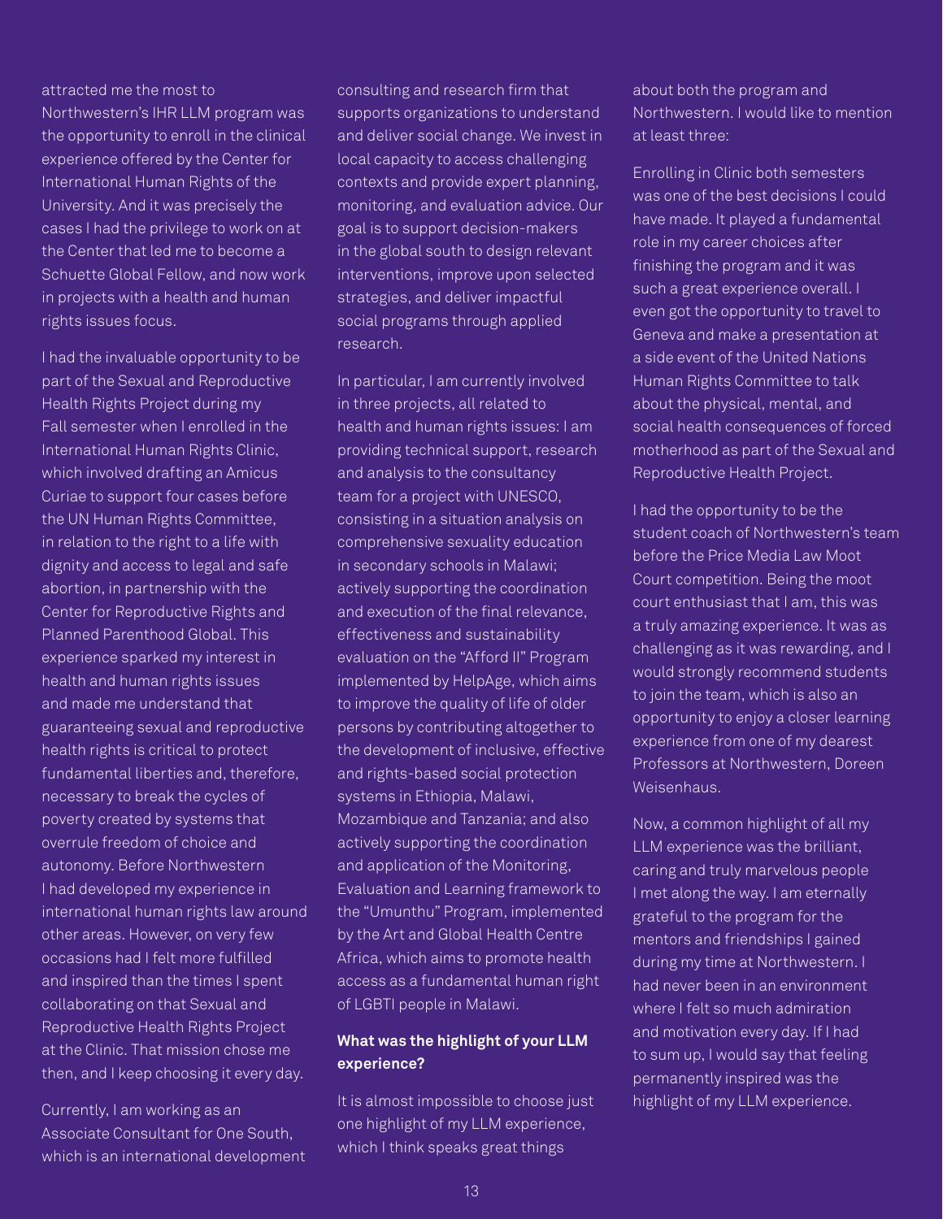attracted me the most to Northwestern's IHR LLM program was the opportunity to enroll in the clinical experience offered by the Center for International Human Rights of the University. And it was precisely the cases I had the privilege to work on at the Center that led me to become a Schuette Global Fellow, and now work in projects with a health and human rights issues focus.

I had the invaluable opportunity to be part of the Sexual and Reproductive Health Rights Project during my Fall semester when I enrolled in the International Human Rights Clinic, which involved drafting an Amicus Curiae to support four cases before the UN Human Rights Committee, in relation to the right to a life with dignity and access to legal and safe abortion, in partnership with the Center for Reproductive Rights and Planned Parenthood Global. This experience sparked my interest in health and human rights issues and made me understand that guaranteeing sexual and reproductive health rights is critical to protect fundamental liberties and, therefore, necessary to break the cycles of poverty created by systems that overrule freedom of choice and autonomy. Before Northwestern I had developed my experience in international human rights law around other areas. However, on very few occasions had I felt more fulfilled and inspired than the times I spent collaborating on that Sexual and Reproductive Health Rights Project at the Clinic. That mission chose me then, and I keep choosing it every day.

Currently, I am working as an Associate Consultant for One South, which is an international development consulting and research firm that supports organizations to understand and deliver social change. We invest in local capacity to access challenging contexts and provide expert planning, monitoring, and evaluation advice. Our goal is to support decision-makers in the global south to design relevant interventions, improve upon selected strategies, and deliver impactful social programs through applied research.

In particular, I am currently involved in three projects, all related to health and human rights issues: I am providing technical support, research and analysis to the consultancy team for a project with UNESCO, consisting in a situation analysis on comprehensive sexuality education in secondary schools in Malawi; actively supporting the coordination and execution of the final relevance, effectiveness and sustainability evaluation on the "Afford II" Program implemented by HelpAge, which aims to improve the quality of life of older persons by contributing altogether to the development of inclusive, effective and rights-based social protection systems in Ethiopia, Malawi, Mozambique and Tanzania; and also actively supporting the coordination and application of the Monitoring, Evaluation and Learning framework to the "Umunthu" Program, implemented by the Art and Global Health Centre Africa, which aims to promote health access as a fundamental human right of LGBTI people in Malawi.

**What was the highlight of your LLM experience?**

It is almost impossible to choose just one highlight of my LLM experience, which I think speaks great things about both the program and Northwestern. I would like to mention at least three:

Enrolling in Clinic both semesters was one of the best decisions I could have made. It played a fundamental role in my career choices after finishing the program and it was such a great experience overall. I even got the opportunity to travel to Geneva and make a presentation at a side event of the United Nations Human Rights Committee to talk about the physical, mental, and social health consequences of forced motherhood as part of the Sexual and Reproductive Health Project.

I had the opportunity to be the student coach of Northwestern's team before the Price Media Law Moot Court competition. Being the moot court enthusiast that I am, this was a truly amazing experience. It was as challenging as it was rewarding, and I would strongly recommend students to join the team, which is also an opportunity to enjoy a closer learning experience from one of my dearest Professors at Northwestern, Doreen Weisenhaus.

Now, a common highlight of all my LLM experience was the brilliant, caring and truly marvelous people I met along the way. I am eternally grateful to the program for the mentors and friendships I gained during my time at Northwestern. I had never been in an environment where I felt so much admiration and motivation every day. If I had to sum up, I would say that feeling permanently inspired was the highlight of my LLM experience.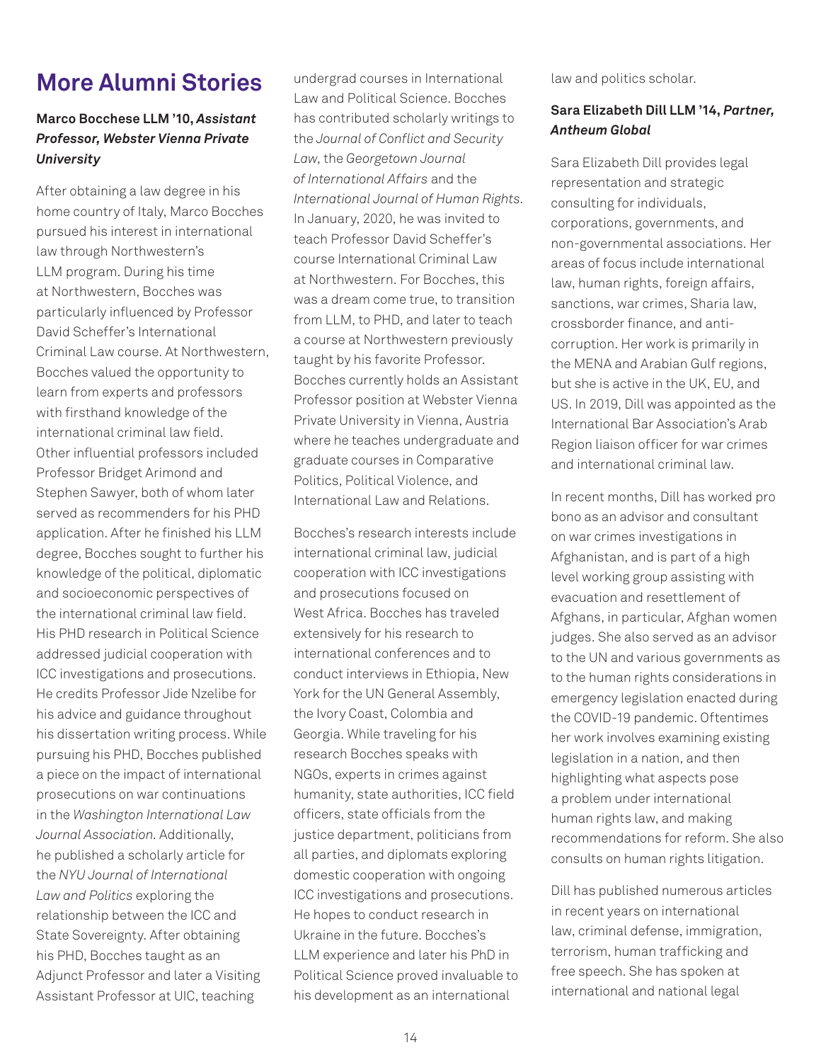# More Alumni Stories

### Marco Bocchese LLM '10, *Assistant Professor, Webster Vienna Private University*

After obtaining a law degree in his home country of Italy, Marco Bocches pursued his interest in international law through Northwestern's LLM program. During his time at Northwestern, Bocches was particularly influenced by Professor David Scheffer's International Criminal Law course. At Northwestern, Bocches valued the opportunity to learn from experts and professors with firsthand knowledge of the international criminal law field. Other influential professors included Professor Bridget Arimond and Stephen Sawyer, both of whom later served as recommenders for his PHD application. After he finished his LLM degree, Bocches sought to further his knowledge of the political, diplomatic and socioeconomic perspectives of the international criminal law field. His PHD research in Political Science addressed judicial cooperation with ICC investigations and prosecutions. He credits Professor Jide Nzelibe for his advice and guidance throughout his dissertation writing process. While pursuing his PHD, Bocches published a piece on the impact of international prosecutions on war continuations in the *Washington International Law Journal Association*. Additionally, he published a scholarly article for the *NYU Journal of International Law and Politics* exploring the relationship between the ICC and State Sovereignty. After obtaining his PHD, Bocches taught as an Adjunct Professor and later a Visiting Assistant Professor at UIC, teaching undergrad courses in International Law and Political Science. Bocches has contributed scholarly writings to the *Journal of Conflict and Security Law*, the *Georgetown Journal of International Affairs* and the *International Journal of Human Rights*. In January, 2020, he was invited to teach Professor David Scheffer's course International Criminal Law at Northwestern. For Bocches, this was a dream come true, to transition from LLM, to PHD, and later to teach a course at Northwestern previously taught by his favorite Professor. Bocches currently holds an Assistant Professor position at Webster Vienna Private University in Vienna, Austria where he teaches undergraduate and graduate courses in Comparative Politics, Political Violence, and International Law and Relations.

Bocches's research interests include international criminal law, judicial cooperation with ICC investigations and prosecutions focused on West Africa. Bocches has traveled extensively for his research to international conferences and to conduct interviews in Ethiopia, New York for the UN General Assembly, the Ivory Coast, Colombia and Georgia. While traveling for his research Bocches speaks with NGOs, experts in crimes against humanity, state authorities, ICC field officers, state officials from the justice department, politicians from all parties, and diplomats exploring domestic cooperation with ongoing ICC investigations and prosecutions. He hopes to conduct research in Ukraine in the future. Bocches's LLM experience and later his PhD in Political Science proved invaluable to his development as an international law and politics scholar.

### Sara Elizabeth Dill LLM '14, *Partner, Antheum Global*

Sara Elizabeth Dill provides legal representation and strategic consulting for individuals, corporations, governments, and non-governmental associations. Her areas of focus include international law, human rights, foreign affairs, sanctions, war crimes, Sharia law, crossborder finance, and anti-corruption. Her work is primarily in the MENA and Arabian Gulf regions, but she is active in the UK, EU, and US. In 2019, Dill was appointed as the International Bar Association's Arab Region liaison officer for war crimes and international criminal law.

In recent months, Dill has worked pro bono as an advisor and consultant on war crimes investigations in Afghanistan, and is part of a high level working group assisting with evacuation and resettlement of Afghans, in particular, Afghan women judges. She also served as an advisor to the UN and various governments as to the human rights considerations in emergency legislation enacted during the COVID-19 pandemic. Oftentimes her work involves examining existing legislation in a nation, and then highlighting what aspects pose a problem under international human rights law, and making recommendations for reform. She also consults on human rights litigation.

Dill has published numerous articles in recent years on international law, criminal defense, immigration, terrorism, human trafficking and free speech. She has spoken at international and national legal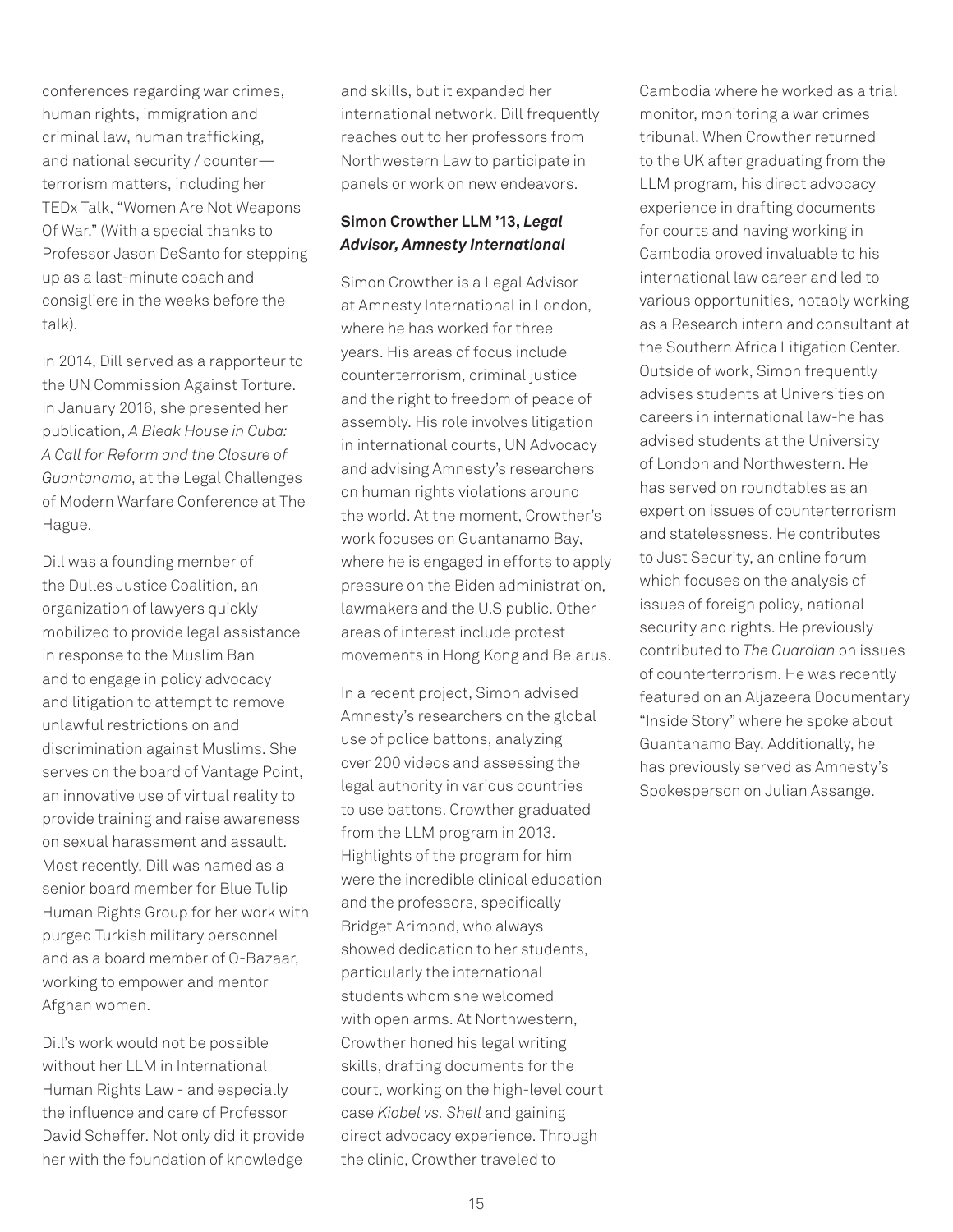conferences regarding war crimes, human rights, immigration and criminal law, human trafficking, and national security / counter—terrorism matters, including her TEDx Talk, "Women Are Not Weapons Of War." (With a special thanks to Professor Jason DeSanto for stepping up as a last-minute coach and consigliere in the weeks before the talk).

In 2014, Dill served as a rapporteur to the UN Commission Against Torture. In January 2016, she presented her publication, *A Bleak House in Cuba: A Call for Reform and the Closure of Guantanamo*, at the Legal Challenges of Modern Warfare Conference at The Hague.

Dill was a founding member of the Dulles Justice Coalition, an organization of lawyers quickly mobilized to provide legal assistance in response to the Muslim Ban and to engage in policy advocacy and litigation to attempt to remove unlawful restrictions on and discrimination against Muslims. She serves on the board of Vantage Point, an innovative use of virtual reality to provide training and raise awareness on sexual harassment and assault. Most recently, Dill was named as a senior board member for Blue Tulip Human Rights Group for her work with purged Turkish military personnel and as a board member of O-Bazaar, working to empower and mentor Afghan women.

Dill's work would not be possible without her LLM in International Human Rights Law - and especially the influence and care of Professor David Scheffer. Not only did it provide her with the foundation of knowledge and skills, but it expanded her international network. Dill frequently reaches out to her professors from Northwestern Law to participate in panels or work on new endeavors.

**Simon Crowther LLM '13, *Legal Advisor, Amnesty International***

Simon Crowther is a Legal Advisor at Amnesty International in London, where he has worked for three years. His areas of focus include counterterrorism, criminal justice and the right to freedom of peace of assembly. His role involves litigation in international courts, UN Advocacy and advising Amnesty's researchers on human rights violations around the world. At the moment, Crowther's work focuses on Guantanamo Bay, where he is engaged in efforts to apply pressure on the Biden administration, lawmakers and the U.S public. Other areas of interest include protest movements in Hong Kong and Belarus.

In a recent project, Simon advised Amnesty's researchers on the global use of police battons, analyzing over 200 videos and assessing the legal authority in various countries to use battons. Crowther graduated from the LLM program in 2013. Highlights of the program for him were the incredible clinical education and the professors, specifically Bridget Arimond, who always showed dedication to her students, particularly the international students whom she welcomed with open arms. At Northwestern, Crowther honed his legal writing skills, drafting documents for the court, working on the high-level court case *Kiobel vs. Shell* and gaining direct advocacy experience. Through the clinic, Crowther traveled to Cambodia where he worked as a trial monitor, monitoring a war crimes tribunal. When Crowther returned to the UK after graduating from the LLM program, his direct advocacy experience in drafting documents for courts and having working in Cambodia proved invaluable to his international law career and led to various opportunities, notably working as a Research intern and consultant at the Southern Africa Litigation Center. Outside of work, Simon frequently advises students at Universities on careers in international law-he has advised students at the University of London and Northwestern. He has served on roundtables as an expert on issues of counterterrorism and statelessness. He contributes to Just Security, an online forum which focuses on the analysis of issues of foreign policy, national security and rights. He previously contributed to *The Guardian* on issues of counterterrorism. He was recently featured on an Aljazeera Documentary "Inside Story" where he spoke about Guantanamo Bay. Additionally, he has previously served as Amnesty's Spokesperson on Julian Assange.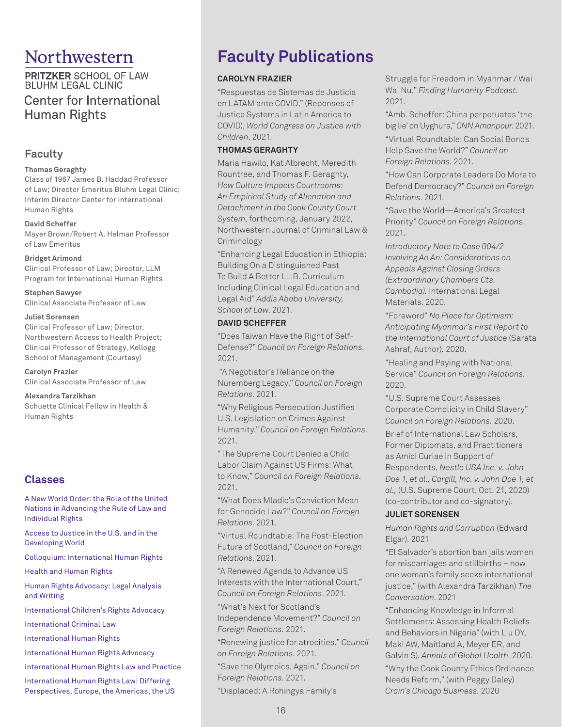# Northwestern

**PRITZKER** SCHOOL OF LAW
BLUHM LEGAL CLINIC

Center for International Human Rights

## Faculty

**Thomas Geraghty**
Class of 1967 James B. Haddad Professor of Law; Director Emeritus Bluhm Legal Clinic; Interim Director Center for International Human Rights

**David Scheffer**
Mayer Brown/Robert A. Helman Professor of Law Emeritus

**Bridget Arimond**
Clinical Professor of Law; Director, LLM Program for International Human Rights

**Stephen Sawyer**
Clinical Associate Professor of Law

**Juliet Sorensen**
Clinical Professor of Law; Director, Northwestern Access to Health Project; Clinical Professor of Strategy, Kellogg School of Management (Courtesy)

**Carolyn Frazier**
Clinical Associate Professor of Law

**Alexandra Tarzikhan**
Schuette Clinical Fellow in Health & Human Rights

## Classes

A New World Order: the Role of the United Nations in Advancing the Rule of Law and Individual Rights

Access to Justice in the U.S. and in the Developing World

Colloquium: International Human Rights

Health and Human Rights

Human Rights Advocacy: Legal Analysis and Writing

International Children's Rights Advocacy

International Criminal Law

International Human Rights

International Human Rights Advocacy

International Human Rights Law and Practice

International Human Rights Law: Differing Perspectives, Europe, the Americas, the US

# Faculty Publications

### CAROLYN FRAZIER

"Respuestas de Sistemas de Justicia en LATAM ante COVID," (Reponses of Justice Systems in Latin America to COVID), *World Congress on Justice with Children*. 2021.

### THOMAS GERAGHTY

Maria Hawilo, Kat Albrecht, Meredith Rountree, and Thomas F. Geraghty, *How Culture Impacts Courtrooms: An Empirical Study of Alienation and Detachment in the Cook County Court System*, forthcoming, January 2022, Northwestern Journal of Criminal Law & Criminology

"Enhancing Legal Education in Ethiopia: Building On a Distinguished Past To Build A Better LL.B. Curriculum Including Clinical Legal Education and Legal Aid" *Addis Ababa University, School of Law*. 2021.

### DAVID SCHEFFER

"Does Taiwan Have the Right of Self-Defense?" *Council on Foreign Relations*. 2021.

"A Negotiator's Reliance on the Nuremberg Legacy," *Council on Foreign Relations*. 2021.

"Why Religious Persecution Justifies U.S. Legislation on Crimes Against Humanity," *Council on Foreign Relations*. 2021.

"The Supreme Court Denied a Child Labor Claim Against US Firms: What to Know," *Council on Foreign Relations*. 2021.

"What Does Mladic's Conviction Mean for Genocide Law?" *Council on Foreign Relations*. 2021.

"Virtual Roundtable: The Post-Election Future of Scotland," *Council on Foreign Relations*. 2021.

"A Renewed Agenda to Advance US Interests with the International Court," *Council on Foreign Relations*. 2021.

"What's Next for Scotland's Independence Movement?" *Council on Foreign Relations*. 2021.

"Renewing justice for atrocities," *Council on Foreign Relations*. 2021.

"Save the Olympics, Again," *Council on Foreign Relations*. 2021.

"Displaced: A Rohingya Family's Struggle for Freedom in Myanmar / Wai Wai Nu," *Finding Humanity Podcast*. 2021.

"Amb. Scheffer: China perpetuates 'the big lie' on Uyghurs," *CNN Amanpour*. 2021.

"Virtual Roundtable: Can Social Bonds Help Save the World?" *Council on Foreign Relations*. 2021.

"How Can Corporate Leaders Do More to Defend Democracy?" *Council on Foreign Relations*. 2021.

"Save the World—America's Greatest Priority" *Council on Foreign Relations*. 2021.

*Introductory Note to Case 004/2 Involving Ao An: Considerations on Appeals Against Closing Orders (Extraordinary Chambers Cts. Cambodia).* International Legal Materials. 2020.

"Foreword" *No Place for Optimism: Anticipating Myanmar's First Report to the International Court of Justice* (Sarata Ashraf, Author). 2020.

"Healing and Paying with National Service" *Council on Foreign Relations*. 2020.

"U.S. Supreme Court Assesses Corporate Complicity in Child Slavery" *Council on Foreign Relations*. 2020.

Brief of International Law Scholars, Former Diplomats, and Practitioners as Amici Curiae in Support of Respondents, *Nestle USA Inc. v. John Doe 1, et al., Cargill, Inc. v. John Doe 1, et al.,* (U.S. Supreme Court, Oct. 21, 2020) (co-contributor and co-signatory).

### JULIET SORENSEN

*Human Rights and Corruption* (Edward Elgar). 2021

"El Salvador's abortion ban jails women for miscarriages and stillbirths – now one woman's family seeks international justice," (with Alexandra Tarzikhan) *The Conversation*. 2021

"Enhancing Knowledge in Informal Settlements: Assessing Health Beliefs and Behaviors in Nigeria" (with Liu DY, Maki AW, Maitland A, Meyer ER, and Galvin S). *Annals of Global Health*. 2020.

"Why the Cook County Ethics Ordinance Needs Reform," (with Peggy Daley) *Crain's Chicago Business*. 2020